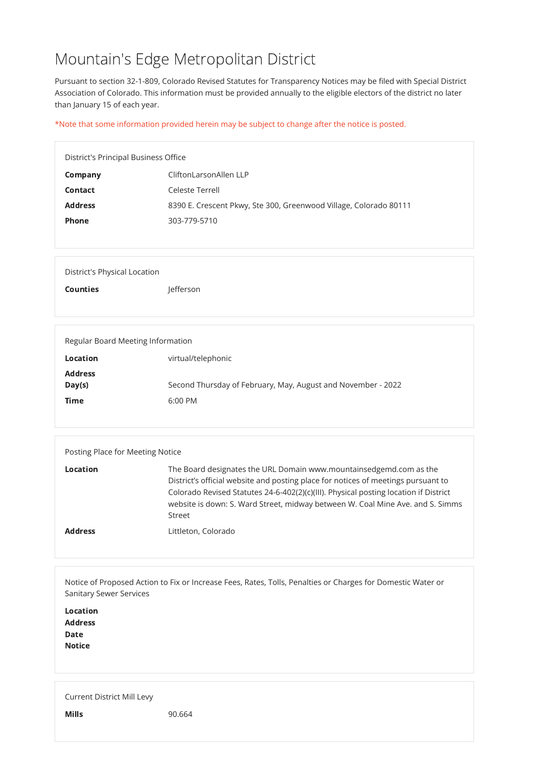# Mountain's Edge Metropolitan District

Pursuant to section 32-1-809, Colorado Revised Statutes for Transparency Notices may be filed with Special District Association of Colorado. This information must be provided annually to the eligible electors of the district no later than January 15 of each year.

*Note that some information provided herein may be subject to change after the notice is posted.

## District's Principal Business Office

| | |
|---|---|
| **Company** | CliftonLarsonAllen LLP |
| **Contact** | Celeste Terrell |
| **Address** | 8390 E. Crescent Pkwy, Ste 300, Greenwood Village, Colorado 80111 |
| **Phone** | 303-779-5710 |

## District's Physical Location

| | |
|---|---|
| **Counties** | Jefferson |

## Regular Board Meeting Information

| | |
|---|---|
| **Location** | virtual/telephonic |
| **Address** | |
| **Day(s)** | Second Thursday of February, May, August and November - 2022 |
| **Time** | 6:00 PM |

## Posting Place for Meeting Notice

| | |
|---|---|
| **Location** | The Board designates the URL Domain www.mountainsedgemd.com as the District's official website and posting place for notices of meetings pursuant to Colorado Revised Statutes 24-6-402(2)(c)(III). Physical posting location if District website is down: S. Ward Street, midway between W. Coal Mine Ave. and S. Simms Street |
| **Address** | Littleton, Colorado |

## Notice of Proposed Action to Fix or Increase Fees, Rates, Tolls, Penalties or Charges for Domestic Water or Sanitary Sewer Services

| | |
|---|---|
| **Location** | |
| **Address** | |
| **Date** | |
| **Notice** | |

## Current District Mill Levy

| | |
|---|---|
| **Mills** | 90.664 |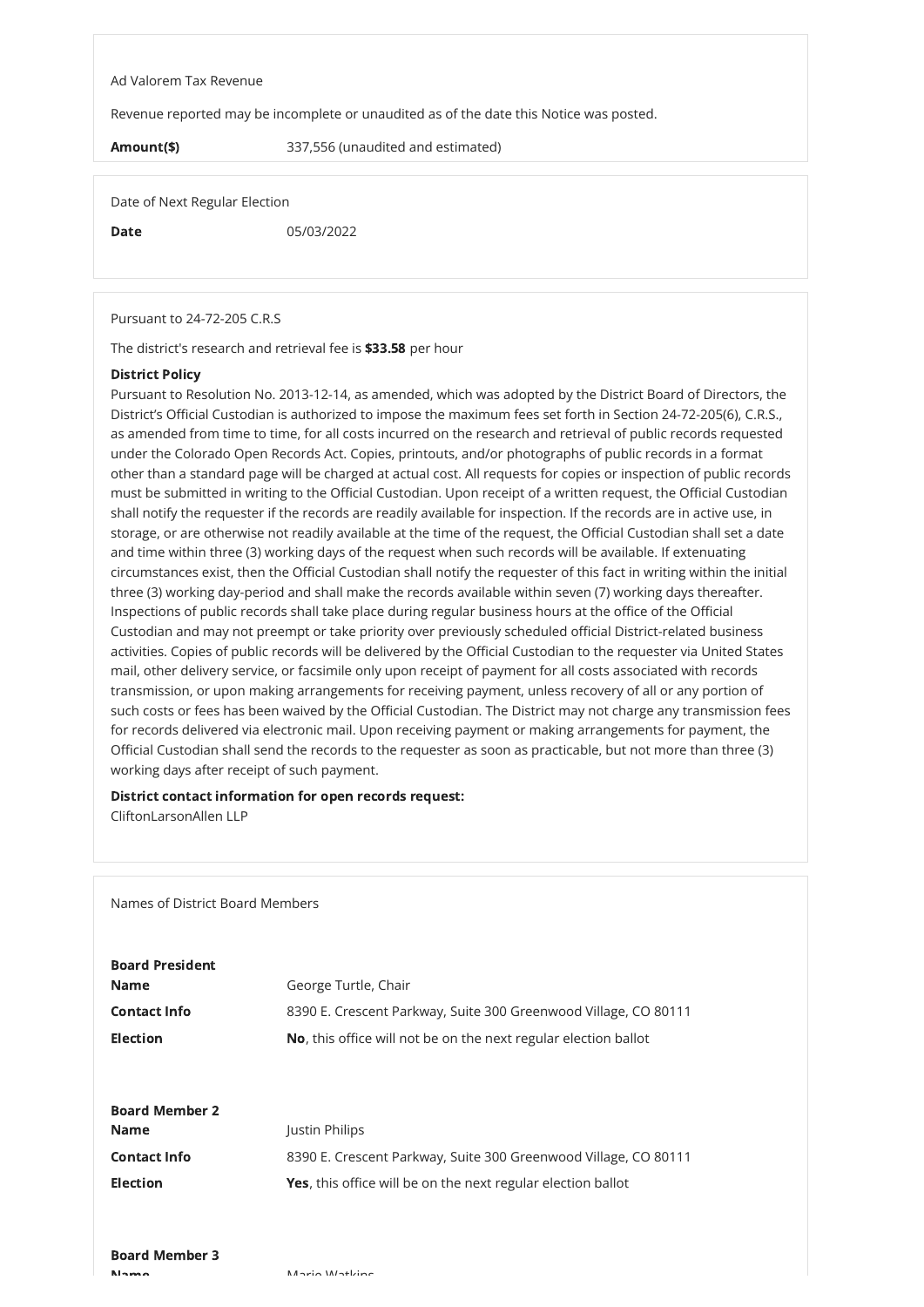Ad Valorem Tax Revenue

Revenue reported may be incomplete or unaudited as of the date this Notice was posted.

**Amount($)** 337,556 (unaudited and estimated)

Date of Next Regular Election

**Date** 05/03/2022

Pursuant to 24-72-205 C.R.S

The district's research and retrieval fee is **$33.58** per hour

**District Policy**

Pursuant to Resolution No. 2013-12-14, as amended, which was adopted by the District Board of Directors, the District's Official Custodian is authorized to impose the maximum fees set forth in Section 24-72-205(6), C.R.S., as amended from time to time, for all costs incurred on the research and retrieval of public records requested under the Colorado Open Records Act. Copies, printouts, and/or photographs of public records in a format other than a standard page will be charged at actual cost. All requests for copies or inspection of public records must be submitted in writing to the Official Custodian. Upon receipt of a written request, the Official Custodian shall notify the requester if the records are readily available for inspection. If the records are in active use, in storage, or are otherwise not readily available at the time of the request, the Official Custodian shall set a date and time within three (3) working days of the request when such records will be available. If extenuating circumstances exist, then the Official Custodian shall notify the requester of this fact in writing within the initial three (3) working day-period and shall make the records available within seven (7) working days thereafter. Inspections of public records shall take place during regular business hours at the office of the Official Custodian and may not preempt or take priority over previously scheduled official District-related business activities. Copies of public records will be delivered by the Official Custodian to the requester via United States mail, other delivery service, or facsimile only upon receipt of payment for all costs associated with records transmission, or upon making arrangements for receiving payment, unless recovery of all or any portion of such costs or fees has been waived by the Official Custodian. The District may not charge any transmission fees for records delivered via electronic mail. Upon receiving payment or making arrangements for payment, the Official Custodian shall send the records to the requester as soon as practicable, but not more than three (3) working days after receipt of such payment.

**District contact information for open records request:**
CliftonLarsonAllen LLP

Names of District Board Members

**Board President**

**Name** George Turtle, Chair

**Contact Info** 8390 E. Crescent Parkway, Suite 300 Greenwood Village, CO 80111

**Election** **No**, this office will not be on the next regular election ballot

**Board Member 2**

**Name** Justin Philips

**Contact Info** 8390 E. Crescent Parkway, Suite 300 Greenwood Village, CO 80111

**Election** **Yes**, this office will be on the next regular election ballot

**Board Member 3**

**Name** Marie Watkins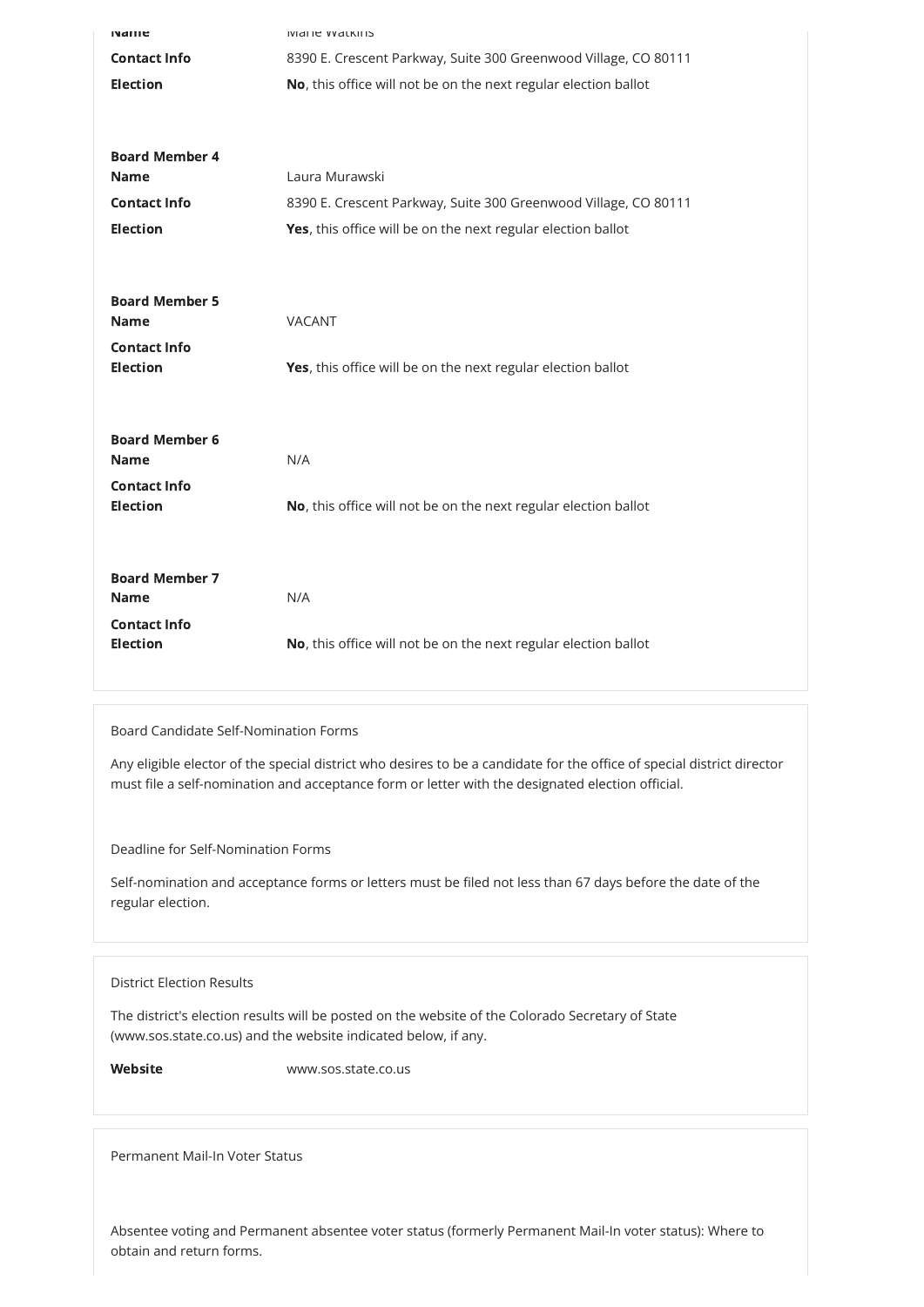| | |
|---|---|
| **Name** | Marie Watkins |
| **Contact Info** | 8390 E. Crescent Parkway, Suite 300 Greenwood Village, CO 80111 |
| **Election** | **No**, this office will not be on the next regular election ballot |

**Board Member 4**

| | |
|---|---|
| **Name** | Laura Murawski |
| **Contact Info** | 8390 E. Crescent Parkway, Suite 300 Greenwood Village, CO 80111 |
| **Election** | **Yes**, this office will be on the next regular election ballot |

**Board Member 5**

| | |
|---|---|
| **Name** | VACANT |
| **Contact Info** | |
| **Election** | **Yes**, this office will be on the next regular election ballot |

**Board Member 6**

| | |
|---|---|
| **Name** | N/A |
| **Contact Info** | |
| **Election** | **No**, this office will not be on the next regular election ballot |

**Board Member 7**

| | |
|---|---|
| **Name** | N/A |
| **Contact Info** | |
| **Election** | **No**, this office will not be on the next regular election ballot |

Board Candidate Self-Nomination Forms

Any eligible elector of the special district who desires to be a candidate for the office of special district director must file a self-nomination and acceptance form or letter with the designated election official.

Deadline for Self-Nomination Forms

Self-nomination and acceptance forms or letters must be filed not less than 67 days before the date of the regular election.

District Election Results

The district's election results will be posted on the website of the Colorado Secretary of State (www.sos.state.co.us) and the website indicated below, if any.

**Website** www.sos.state.co.us

Permanent Mail-In Voter Status

Absentee voting and Permanent absentee voter status (formerly Permanent Mail-In voter status): Where to obtain and return forms.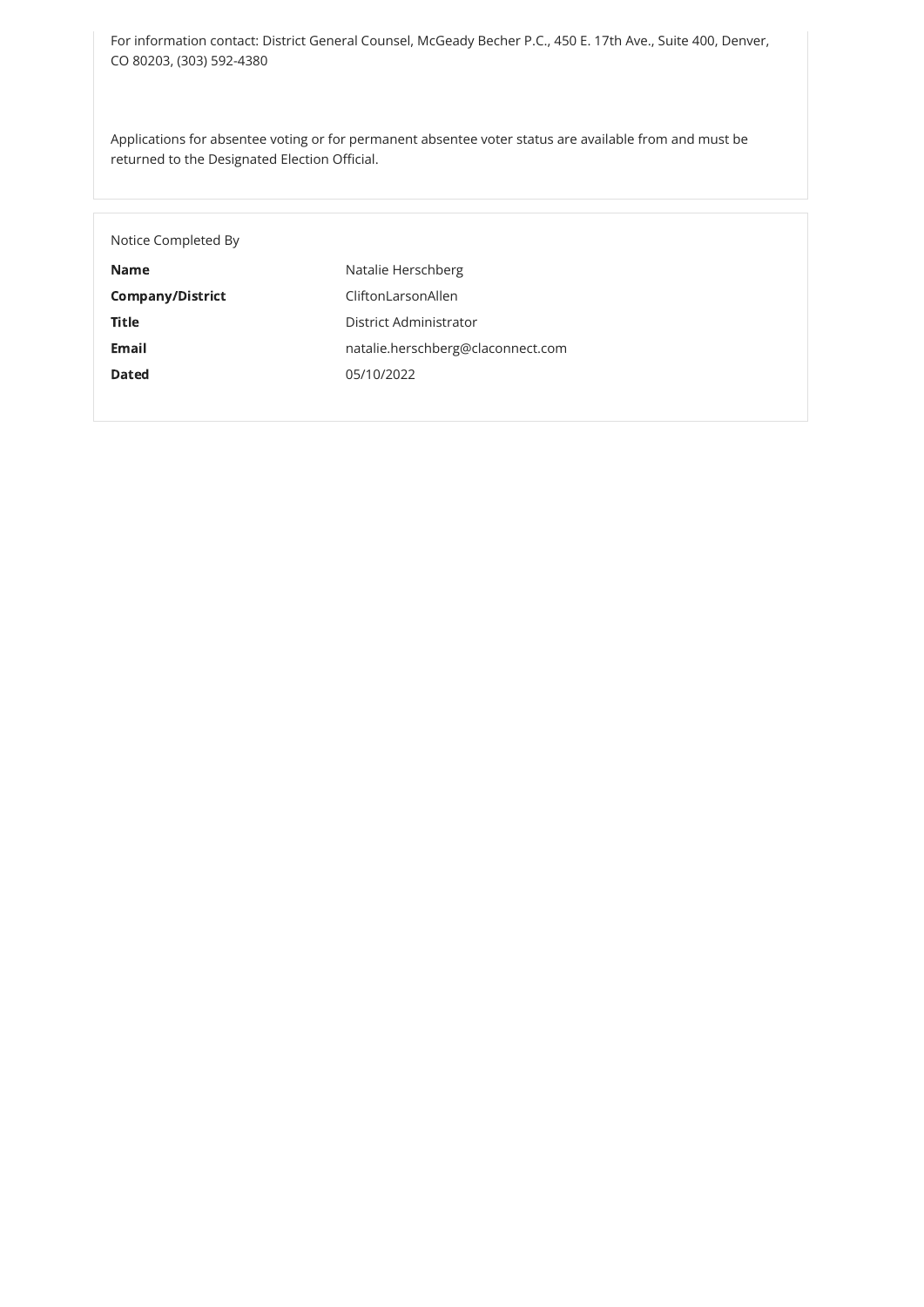For information contact: District General Counsel, McGeady Becher P.C., 450 E. 17th Ave., Suite 400, Denver, CO 80203, (303) 592-4380

Applications for absentee voting or for permanent absentee voter status are available from and must be returned to the Designated Election Official.

Notice Completed By

| | |
|---|---|
| **Name** | Natalie Herschberg |
| **Company/District** | CliftonLarsonAllen |
| **Title** | District Administrator |
| **Email** | natalie.herschberg@claconnect.com |
| **Dated** | 05/10/2022 |